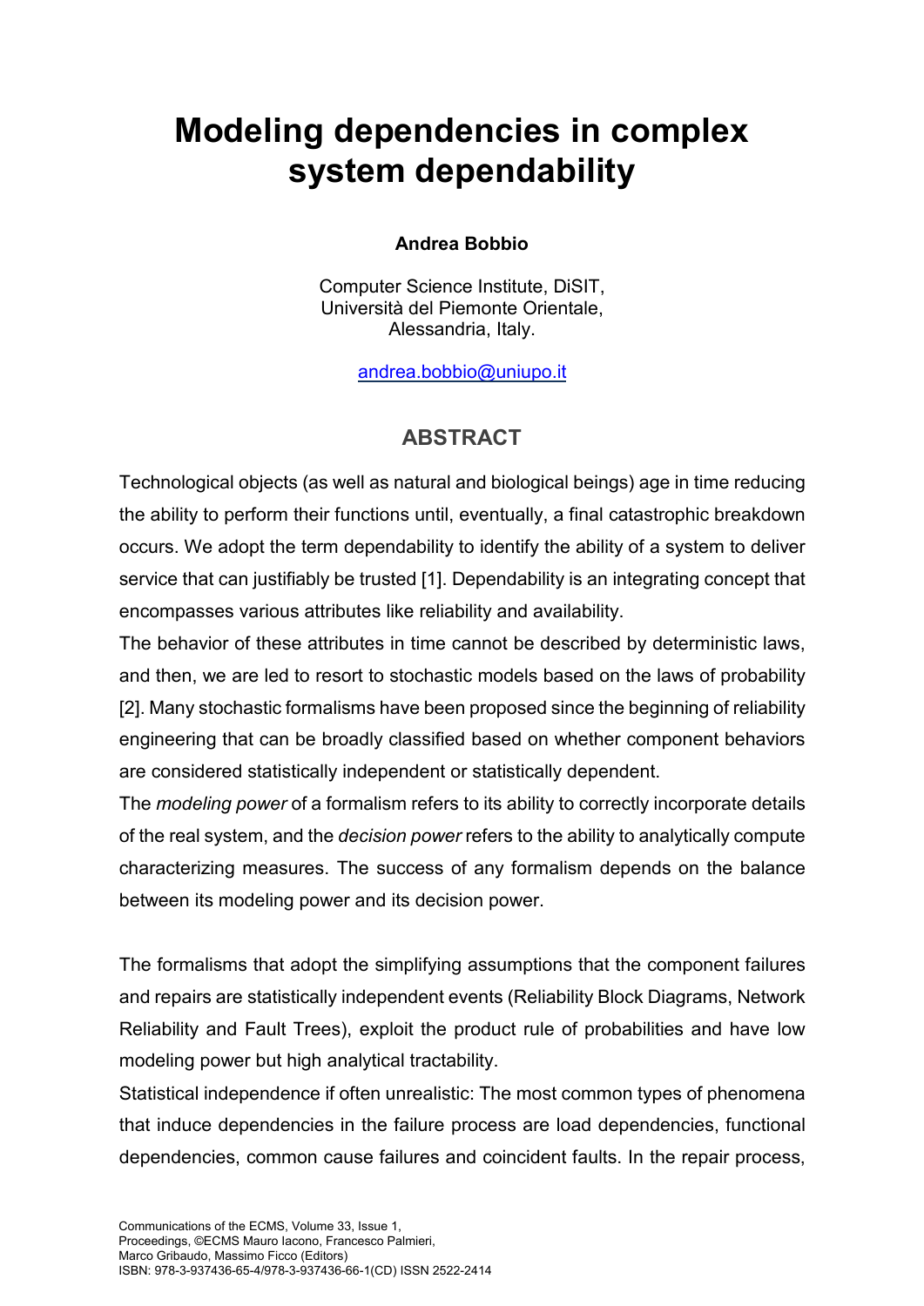# Modeling dependencies in complex system dependability

**Andrea Bobbio**

Computer Science Institute, DiSIT,
Università del Piemonte Orientale,
Alessandria, Italy.

andrea.bobbio@uniupo.it

## ABSTRACT

Technological objects (as well as natural and biological beings) age in time reducing the ability to perform their functions until, eventually, a final catastrophic breakdown occurs. We adopt the term dependability to identify the ability of a system to deliver service that can justifiably be trusted [1]. Dependability is an integrating concept that encompasses various attributes like reliability and availability.

The behavior of these attributes in time cannot be described by deterministic laws, and then, we are led to resort to stochastic models based on the laws of probability [2]. Many stochastic formalisms have been proposed since the beginning of reliability engineering that can be broadly classified based on whether component behaviors are considered statistically independent or statistically dependent.

The *modeling power* of a formalism refers to its ability to correctly incorporate details of the real system, and the *decision power* refers to the ability to analytically compute characterizing measures. The success of any formalism depends on the balance between its modeling power and its decision power.

The formalisms that adopt the simplifying assumptions that the component failures and repairs are statistically independent events (Reliability Block Diagrams, Network Reliability and Fault Trees), exploit the product rule of probabilities and have low modeling power but high analytical tractability.

Statistical independence if often unrealistic: The most common types of phenomena that induce dependencies in the failure process are load dependencies, functional dependencies, common cause failures and coincident faults. In the repair process,

Communications of the ECMS, Volume 33, Issue 1,
Proceedings, ©ECMS Mauro Iacono, Francesco Palmieri,
Marco Gribaudo, Massimo Ficco (Editors)
ISBN: 978-3-937436-65-4/978-3-937436-66-1(CD) ISSN 2522-2414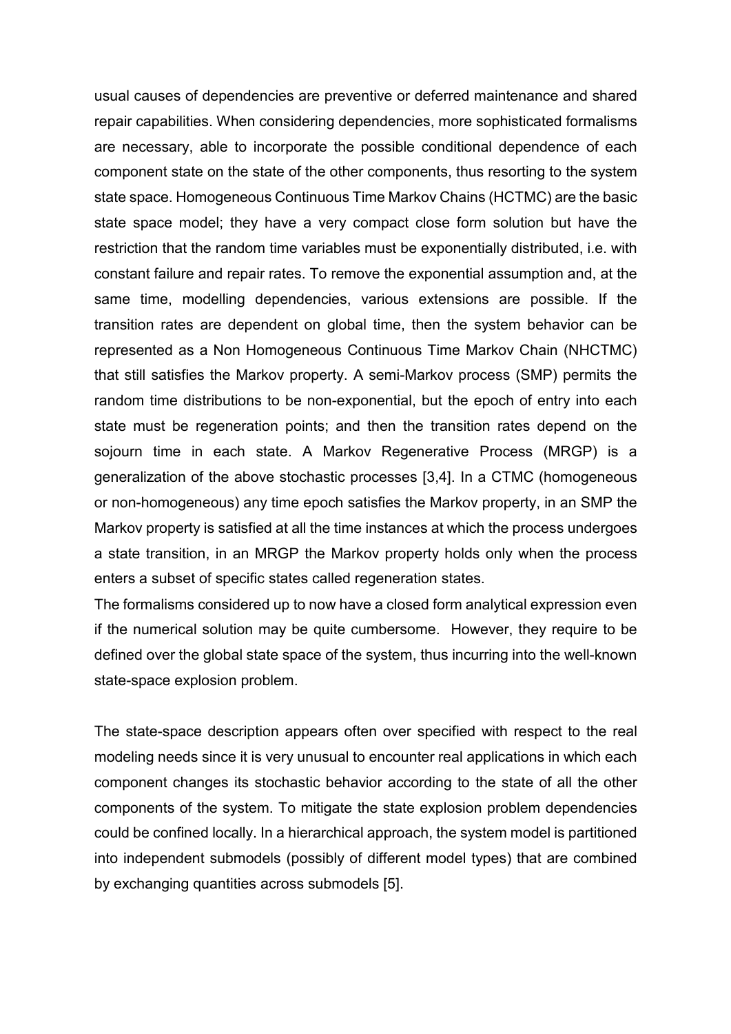usual causes of dependencies are preventive or deferred maintenance and shared repair capabilities. When considering dependencies, more sophisticated formalisms are necessary, able to incorporate the possible conditional dependence of each component state on the state of the other components, thus resorting to the system state space. Homogeneous Continuous Time Markov Chains (HCTMC) are the basic state space model; they have a very compact close form solution but have the restriction that the random time variables must be exponentially distributed, i.e. with constant failure and repair rates. To remove the exponential assumption and, at the same time, modelling dependencies, various extensions are possible. If the transition rates are dependent on global time, then the system behavior can be represented as a Non Homogeneous Continuous Time Markov Chain (NHCTMC) that still satisfies the Markov property. A semi-Markov process (SMP) permits the random time distributions to be non-exponential, but the epoch of entry into each state must be regeneration points; and then the transition rates depend on the sojourn time in each state. A Markov Regenerative Process (MRGP) is a generalization of the above stochastic processes [3,4]. In a CTMC (homogeneous or non-homogeneous) any time epoch satisfies the Markov property, in an SMP the Markov property is satisfied at all the time instances at which the process undergoes a state transition, in an MRGP the Markov property holds only when the process enters a subset of specific states called regeneration states.
The formalisms considered up to now have a closed form analytical expression even if the numerical solution may be quite cumbersome. However, they require to be defined over the global state space of the system, thus incurring into the well-known state-space explosion problem.

The state-space description appears often over specified with respect to the real modeling needs since it is very unusual to encounter real applications in which each component changes its stochastic behavior according to the state of all the other components of the system. To mitigate the state explosion problem dependencies could be confined locally. In a hierarchical approach, the system model is partitioned into independent submodels (possibly of different model types) that are combined by exchanging quantities across submodels [5].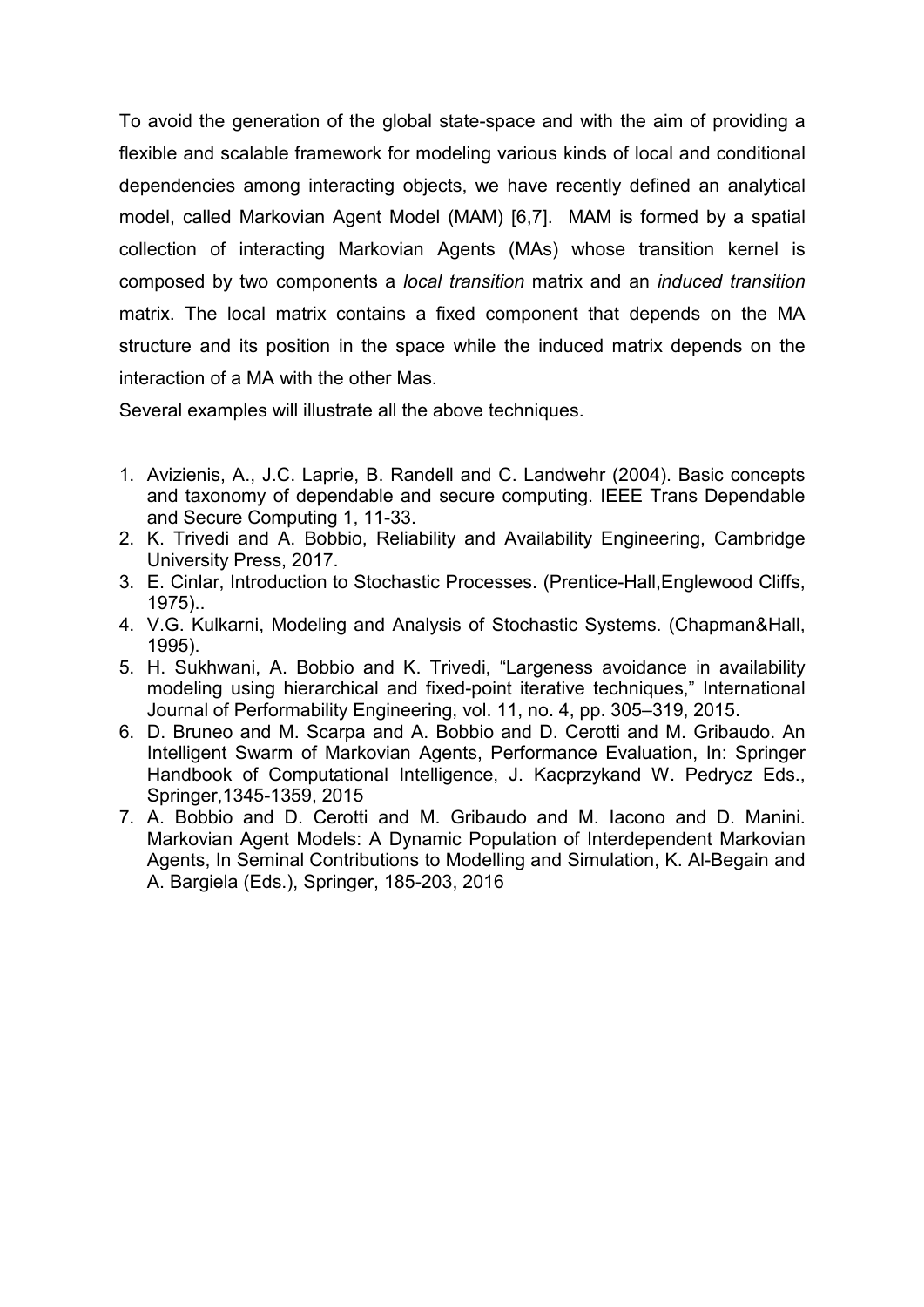To avoid the generation of the global state-space and with the aim of providing a flexible and scalable framework for modeling various kinds of local and conditional dependencies among interacting objects, we have recently defined an analytical model, called Markovian Agent Model (MAM) [6,7]. MAM is formed by a spatial collection of interacting Markovian Agents (MAs) whose transition kernel is composed by two components a *local transition* matrix and an *induced transition* matrix. The local matrix contains a fixed component that depends on the MA structure and its position in the space while the induced matrix depends on the interaction of a MA with the other Mas.

Several examples will illustrate all the above techniques.

1. Avizienis, A., J.C. Laprie, B. Randell and C. Landwehr (2004). Basic concepts and taxonomy of dependable and secure computing. IEEE Trans Dependable and Secure Computing 1, 11-33.
2. K. Trivedi and A. Bobbio, Reliability and Availability Engineering, Cambridge University Press, 2017.
3. E. Cinlar, Introduction to Stochastic Processes. (Prentice-Hall,Englewood Cliffs, 1975)..
4. V.G. Kulkarni, Modeling and Analysis of Stochastic Systems. (Chapman&Hall, 1995).
5. H. Sukhwani, A. Bobbio and K. Trivedi, “Largeness avoidance in availability modeling using hierarchical and fixed-point iterative techniques,” International Journal of Performability Engineering, vol. 11, no. 4, pp. 305–319, 2015.
6. D. Bruneo and M. Scarpa and A. Bobbio and D. Cerotti and M. Gribaudo. An Intelligent Swarm of Markovian Agents, Performance Evaluation, In: Springer Handbook of Computational Intelligence, J. Kacprzykand W. Pedrycz Eds., Springer,1345-1359, 2015
7. A. Bobbio and D. Cerotti and M. Gribaudo and M. Iacono and D. Manini. Markovian Agent Models: A Dynamic Population of Interdependent Markovian Agents, In Seminal Contributions to Modelling and Simulation, K. Al-Begain and A. Bargiela (Eds.), Springer, 185-203, 2016